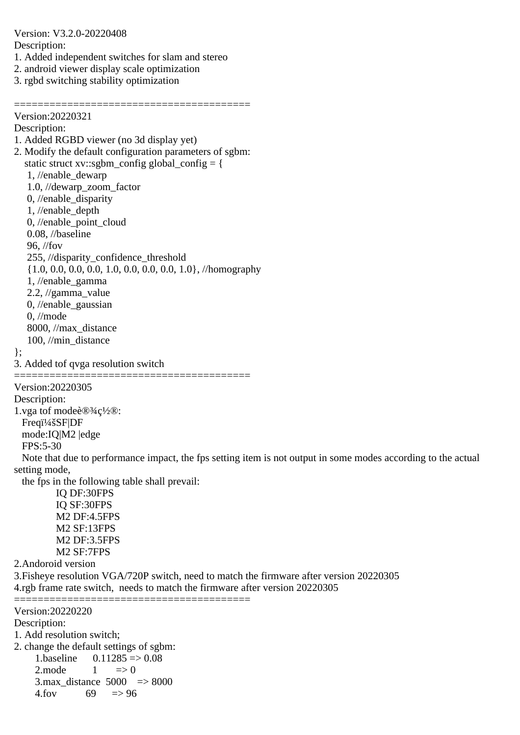Version: V3.2.0-20220408
Description:
1. Added independent switches for slam and stereo
2. android viewer display scale optimization
3. rgbd switching stability optimization

========================================
Version:20220321
Description:
1. Added RGBD viewer (no 3d display yet)
2. Modify the default configuration parameters of sgbm:

```
static struct xv::sgbm_config global_config = {
  1, //enable_dewarp
  1.0, //dewarp_zoom_factor
  0, //enable_disparity
  1, //enable_depth
  0, //enable_point_cloud
  0.08, //baseline
  96, //fov
  255, //disparity_confidence_threshold
  {1.0, 0.0, 0.0, 0.0, 1.0, 0.0, 0.0, 0.0, 1.0}, //homography
  1, //enable_gamma
  2.2, //gamma_value
  0, //enable_gaussian
  0, //mode
  8000, //max_distance
  100, //min_distance
};
```

3. Added tof qvga resolution switch
========================================
Version:20220305
Description:
1.vga tof modeè®¾ç½®:
  Freqï¼šSF|DF
  mode:IQ|M2 |edge
  FPS:5-30
  Note that due to performance impact, the fps setting item is not output in some modes according to the actual setting mode,
  the fps in the following table shall prevail:
    IQ DF:30FPS
    IQ SF:30FPS
    M2 DF:4.5FPS
    M2 SF:13FPS
    M2 DF:3.5FPS
    M2 SF:7FPS
2.Andoroid version
3.Fisheye resolution VGA/720P switch, need to match the firmware after version 20220305
4.rgb frame rate switch, needs to match the firmware after version 20220305
========================================
Version:20220220
Description:
1. Add resolution switch;
2. change the default settings of sgbm:
  1.baseline 0.11285 => 0.08
  2.mode 1 => 0
  3.max_distance 5000 => 8000
  4.fov 69 => 96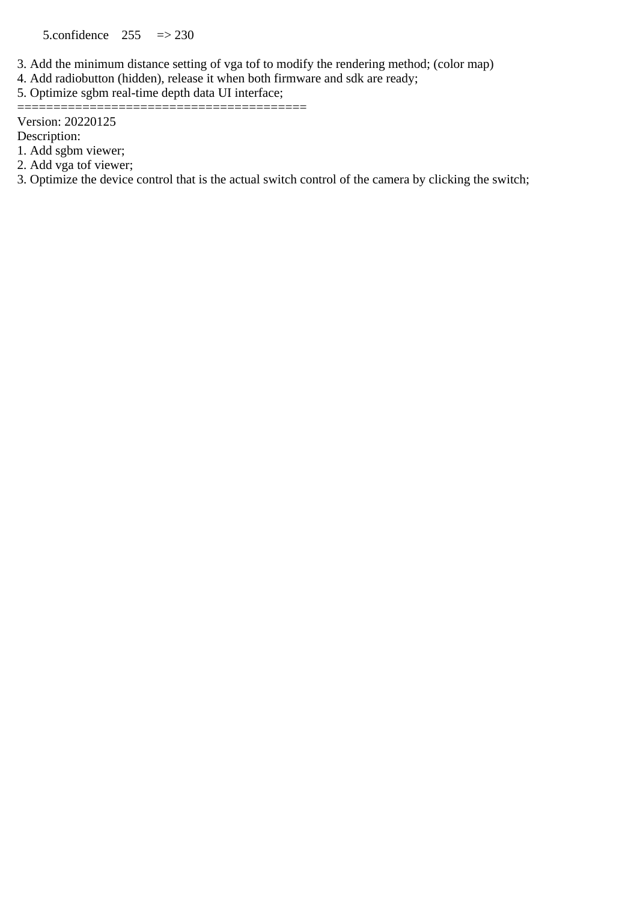5.confidence    255    => 230

3. Add the minimum distance setting of vga tof to modify the rendering method; (color map)
4. Add radiobutton (hidden), release it when both firmware and sdk are ready;
5. Optimize sgbm real-time depth data UI interface;

=======================================

Version: 20220125

Description:

1. Add sgbm viewer;
2. Add vga tof viewer;
3. Optimize the device control that is the actual switch control of the camera by clicking the switch;